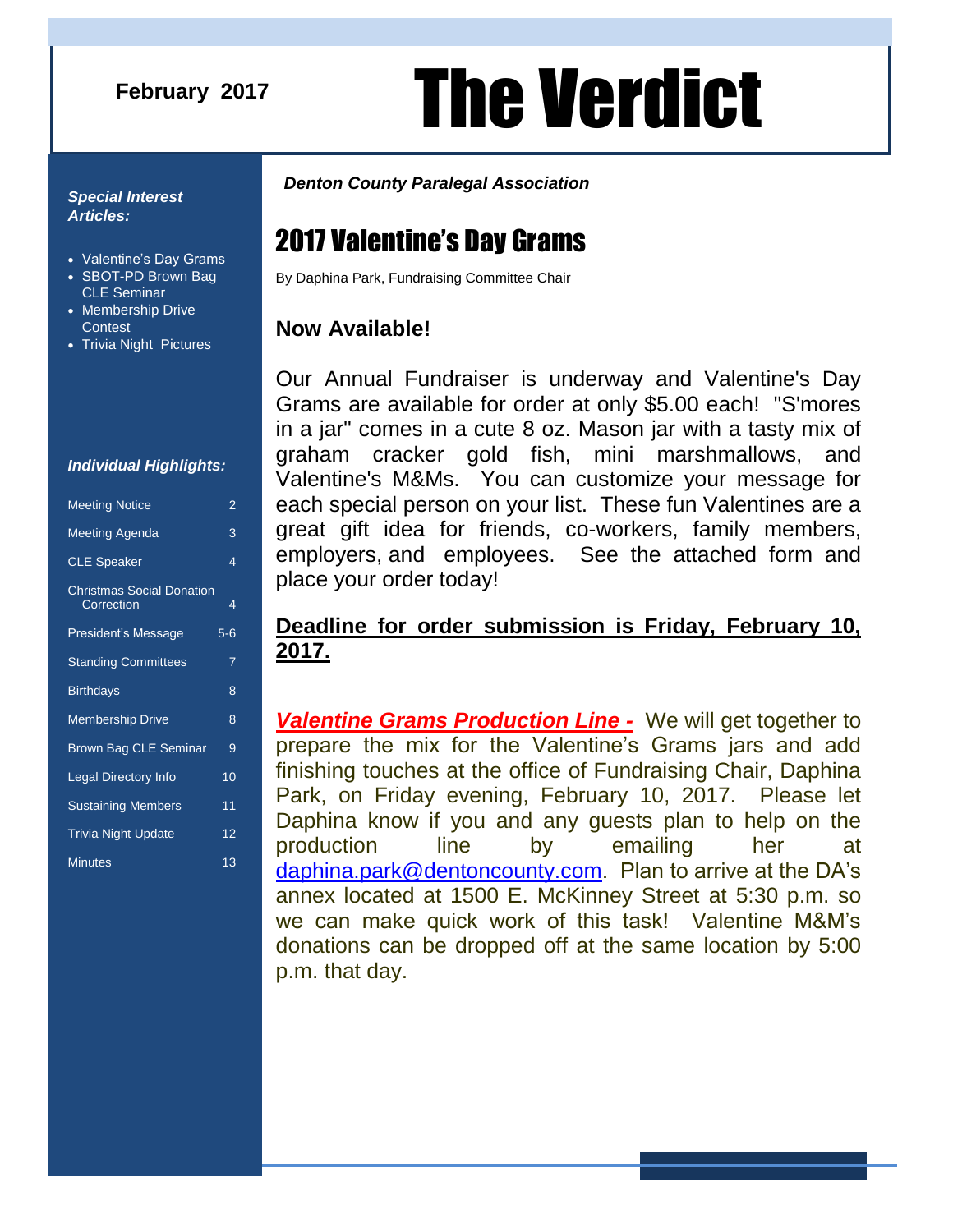February 2017

# The Verdict

***Denton County Paralegal Association***

***Special Interest Articles:***

- Valentine's Day Grams
- SBOT-PD Brown Bag CLE Seminar
- Membership Drive Contest
- Trivia Night Pictures

***Individual Highlights:***

| | |
|---|---|
| Meeting Notice | 2 |
| Meeting Agenda | 3 |
| CLE Speaker | 4 |
| Christmas Social Donation Correction | 4 |
| President's Message | 5-6 |
| Standing Committees | 7 |
| Birthdays | 8 |
| Membership Drive | 8 |
| Brown Bag CLE Seminar | 9 |
| Legal Directory Info | 10 |
| Sustaining Members | 11 |
| Trivia Night Update | 12 |
| Minutes | 13 |

## 2017 Valentine's Day Grams

By Daphina Park, Fundraising Committee Chair

### Now Available!

Our Annual Fundraiser is underway and Valentine's Day Grams are available for order at only $5.00 each! "S'mores in a jar" comes in a cute 8 oz. Mason jar with a tasty mix of graham cracker gold fish, mini marshmallows, and Valentine's M&Ms. You can customize your message for each special person on your list. These fun Valentines are a great gift idea for friends, co-workers, family members, employers, and employees. See the attached form and place your order today!

**Deadline for order submission is Friday, February 10, 2017.**

***Valentine Grams Production Line -*** We will get together to prepare the mix for the Valentine's Grams jars and add finishing touches at the office of Fundraising Chair, Daphina Park, on Friday evening, February 10, 2017. Please let Daphina know if you and any guests plan to help on the production line by emailing her at daphina.park@dentoncounty.com. Plan to arrive at the DA's annex located at 1500 E. McKinney Street at 5:30 p.m. so we can make quick work of this task! Valentine M&M's donations can be dropped off at the same location by 5:00 p.m. that day.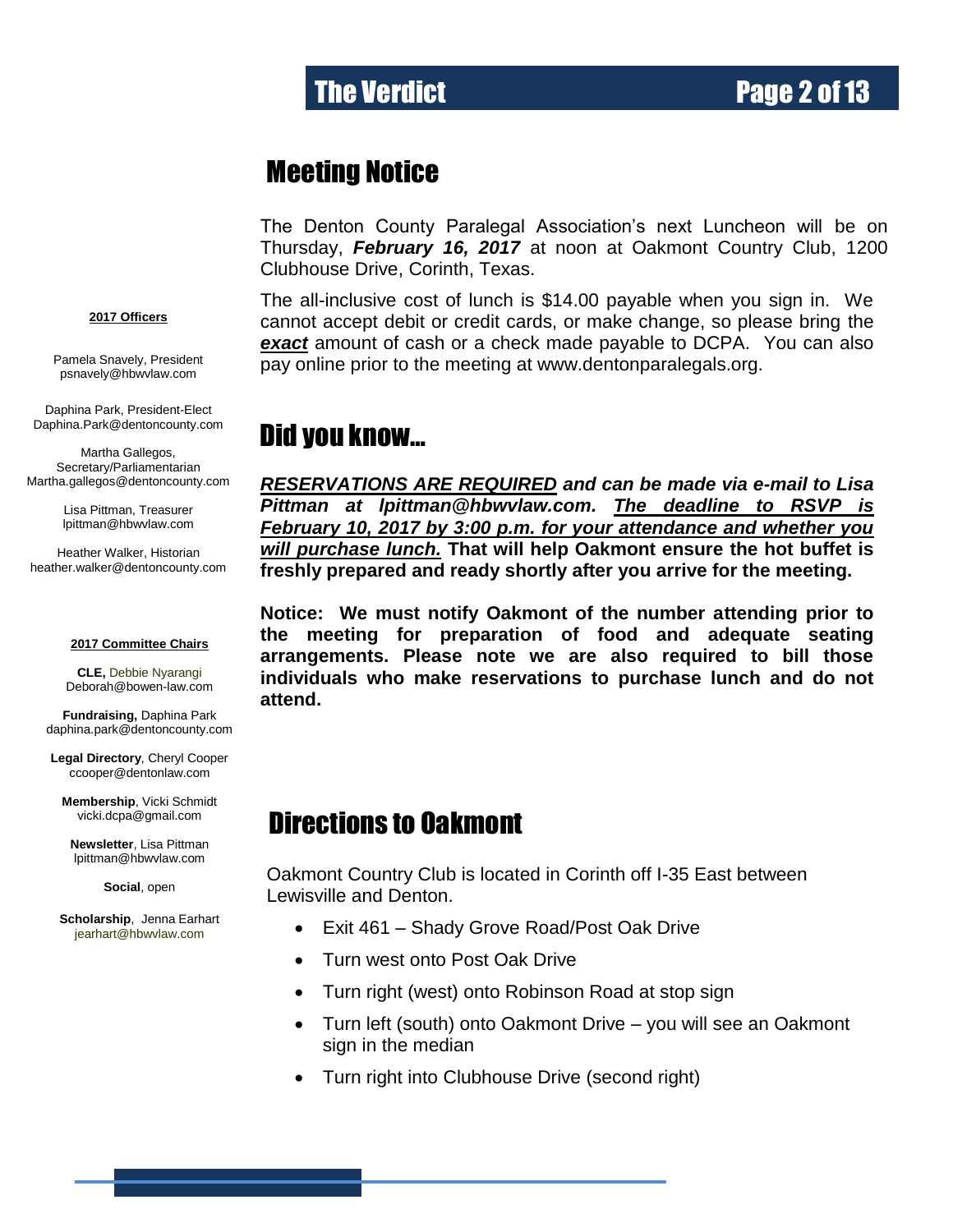## Meeting Notice

The Denton County Paralegal Association's next Luncheon will be on Thursday, ***February 16, 2017*** at noon at Oakmont Country Club, 1200 Clubhouse Drive, Corinth, Texas.

The all-inclusive cost of lunch is $14.00 payable when you sign in. We cannot accept debit or credit cards, or make change, so please bring the ***exact*** amount of cash or a check made payable to DCPA. You can also pay online prior to the meeting at www.dentonparalegals.org.

## Did you know…

***RESERVATIONS ARE REQUIRED and can be made via e-mail to Lisa Pittman at lpittman@hbwvlaw.com. The deadline to RSVP is February 10, 2017 by 3:00 p.m. for your attendance and whether you will purchase lunch.*** **That will help Oakmont ensure the hot buffet is freshly prepared and ready shortly after you arrive for the meeting.**

**Notice: We must notify Oakmont of the number attending prior to the meeting for preparation of food and adequate seating arrangements. Please note we are also required to bill those individuals who make reservations to purchase lunch and do not attend.**

## Directions to Oakmont

Oakmont Country Club is located in Corinth off I-35 East between Lewisville and Denton.

- Exit 461 – Shady Grove Road/Post Oak Drive
- Turn west onto Post Oak Drive
- Turn right (west) onto Robinson Road at stop sign
- Turn left (south) onto Oakmont Drive – you will see an Oakmont sign in the median
- Turn right into Clubhouse Drive (second right)

**2017 Officers**

Pamela Snavely, President
psnavely@hbwvlaw.com

Daphina Park, President-Elect
Daphina.Park@dentoncounty.com

Martha Gallegos, Secretary/Parliamentarian
Martha.gallegos@dentoncounty.com

Lisa Pittman, Treasurer
lpittman@hbwvlaw.com

Heather Walker, Historian
heather.walker@dentoncounty.com

**2017 Committee Chairs**

**CLE,** Debbie Nyarangi
Deborah@bowen-law.com

**Fundraising,** Daphina Park
daphina.park@dentoncounty.com

**Legal Directory**, Cheryl Cooper
ccooper@dentonlaw.com

**Membership**, Vicki Schmidt
vicki.dcpa@gmail.com

**Newsletter**, Lisa Pittman
lpittman@hbwvlaw.com

**Social**, open

**Scholarship**, Jenna Earhart
jearhart@hbwvlaw.com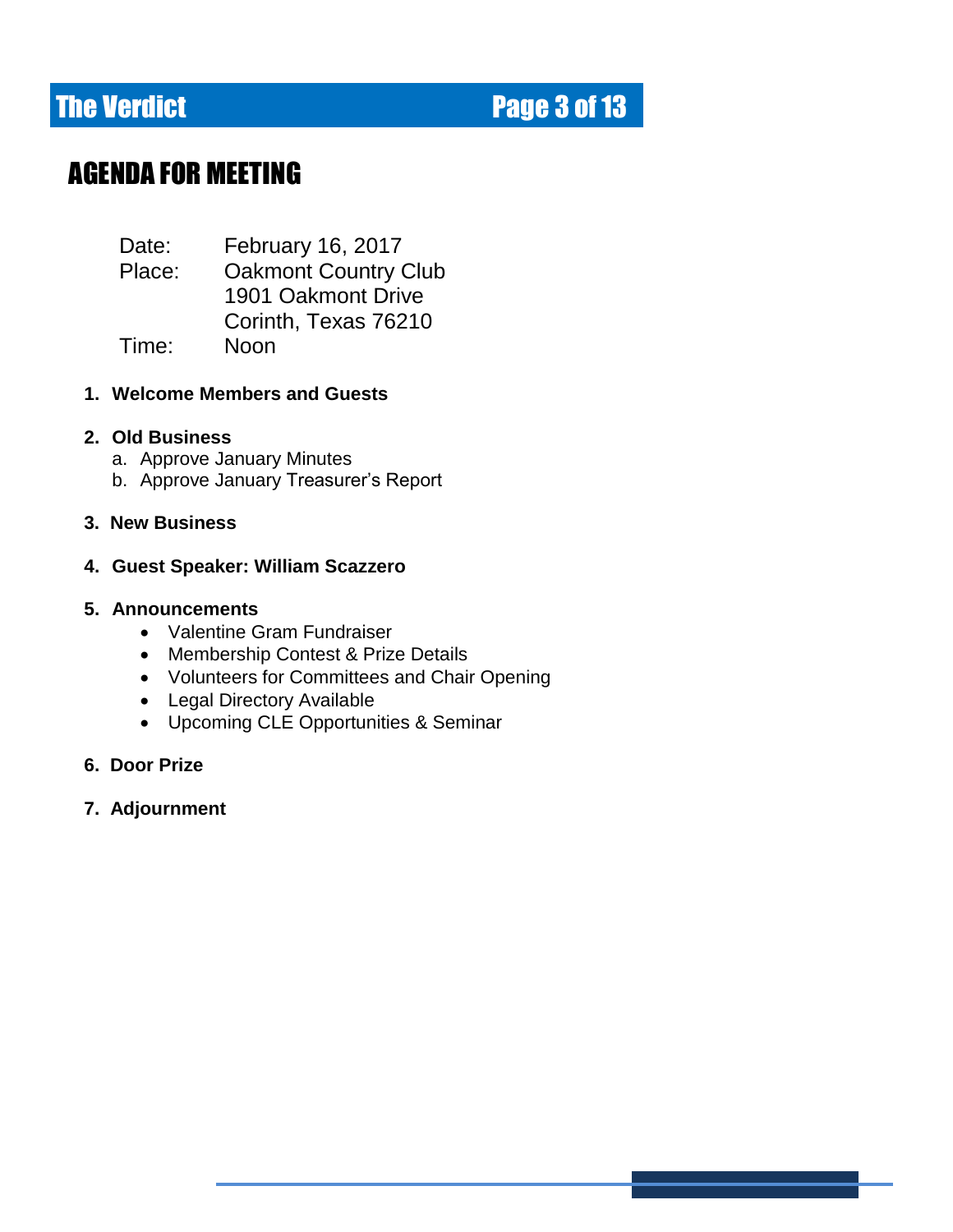# AGENDA FOR MEETING

Date: February 16, 2017
Place: Oakmont Country Club
1901 Oakmont Drive
Corinth, Texas 76210
Time: Noon

1. **Welcome Members and Guests**

2. **Old Business**
   a. Approve January Minutes
   b. Approve January Treasurer's Report

3. **New Business**

4. **Guest Speaker: William Scazzero**

5. **Announcements**
   - Valentine Gram Fundraiser
   - Membership Contest & Prize Details
   - Volunteers for Committees and Chair Opening
   - Legal Directory Available
   - Upcoming CLE Opportunities & Seminar

6. **Door Prize**

7. **Adjournment**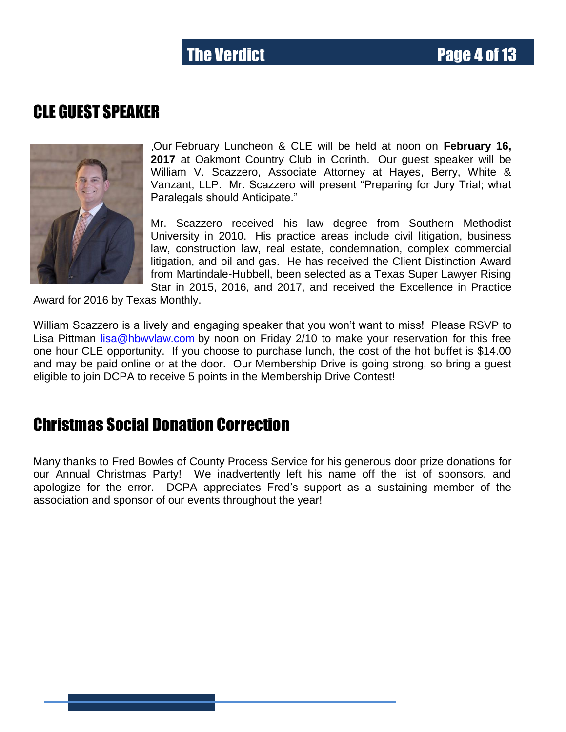## CLE GUEST SPEAKER

Our February Luncheon & CLE will be held at noon on **February 16, 2017** at Oakmont Country Club in Corinth. Our guest speaker will be William V. Scazzero, Associate Attorney at Hayes, Berry, White & Vanzant, LLP. Mr. Scazzero will present "Preparing for Jury Trial; what Paralegals should Anticipate."

Mr. Scazzero received his law degree from Southern Methodist University in 2010. His practice areas include civil litigation, business law, construction law, real estate, condemnation, complex commercial litigation, and oil and gas. He has received the Client Distinction Award from Martindale-Hubbell, been selected as a Texas Super Lawyer Rising Star in 2015, 2016, and 2017, and received the Excellence in Practice Award for 2016 by Texas Monthly.

William Scazzero is a lively and engaging speaker that you won't want to miss! Please RSVP to Lisa Pittman lisa@hbwvlaw.com by noon on Friday 2/10 to make your reservation for this free one hour CLE opportunity. If you choose to purchase lunch, the cost of the hot buffet is $14.00 and may be paid online or at the door. Our Membership Drive is going strong, so bring a guest eligible to join DCPA to receive 5 points in the Membership Drive Contest!

## Christmas Social Donation Correction

Many thanks to Fred Bowles of County Process Service for his generous door prize donations for our Annual Christmas Party! We inadvertently left his name off the list of sponsors, and apologize for the error. DCPA appreciates Fred's support as a sustaining member of the association and sponsor of our events throughout the year!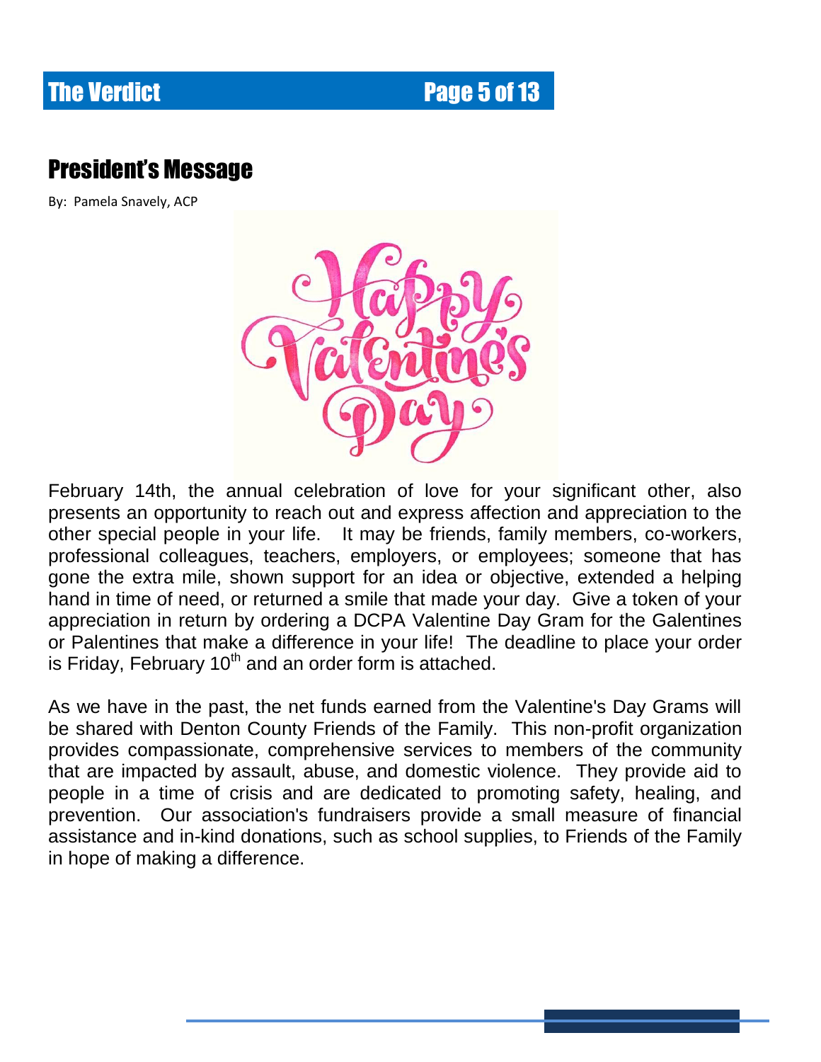## President's Message

By: Pamela Snavely, ACP

February 14th, the annual celebration of love for your significant other, also presents an opportunity to reach out and express affection and appreciation to the other special people in your life. It may be friends, family members, co-workers, professional colleagues, teachers, employers, or employees; someone that has gone the extra mile, shown support for an idea or objective, extended a helping hand in time of need, or returned a smile that made your day. Give a token of your appreciation in return by ordering a DCPA Valentine Day Gram for the Galentines or Palentines that make a difference in your life! The deadline to place your order is Friday, February 10th and an order form is attached.

As we have in the past, the net funds earned from the Valentine's Day Grams will be shared with Denton County Friends of the Family. This non-profit organization provides compassionate, comprehensive services to members of the community that are impacted by assault, abuse, and domestic violence. They provide aid to people in a time of crisis and are dedicated to promoting safety, healing, and prevention. Our association's fundraisers provide a small measure of financial assistance and in-kind donations, such as school supplies, to Friends of the Family in hope of making a difference.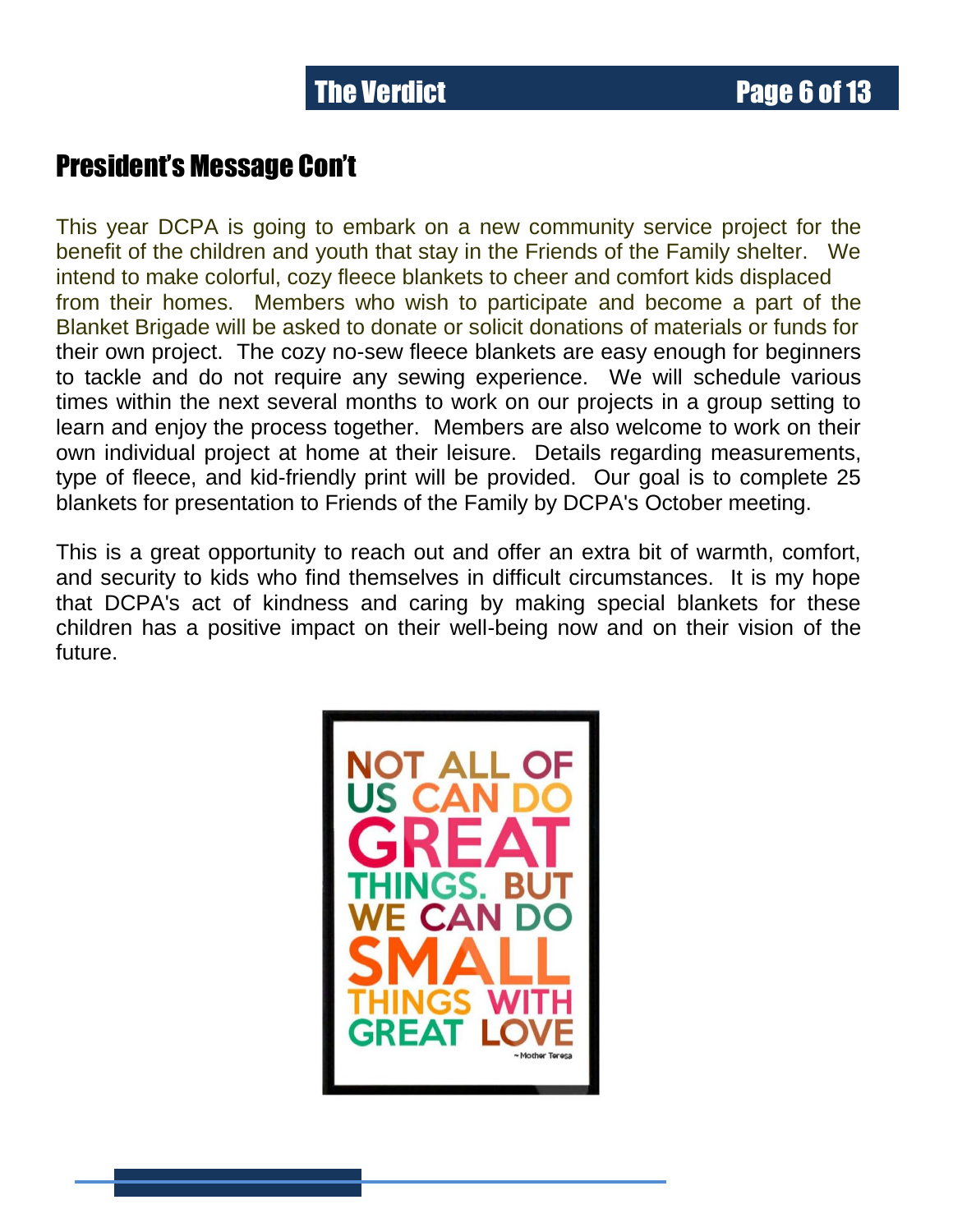## President's Message Con't

This year DCPA is going to embark on a new community service project for the benefit of the children and youth that stay in the Friends of the Family shelter. We intend to make colorful, cozy fleece blankets to cheer and comfort kids displaced from their homes. Members who wish to participate and become a part of the Blanket Brigade will be asked to donate or solicit donations of materials or funds for their own project. The cozy no-sew fleece blankets are easy enough for beginners to tackle and do not require any sewing experience. We will schedule various times within the next several months to work on our projects in a group setting to learn and enjoy the process together. Members are also welcome to work on their own individual project at home at their leisure. Details regarding measurements, type of fleece, and kid-friendly print will be provided. Our goal is to complete 25 blankets for presentation to Friends of the Family by DCPA's October meeting.

This is a great opportunity to reach out and offer an extra bit of warmth, comfort, and security to kids who find themselves in difficult circumstances. It is my hope that DCPA's act of kindness and caring by making special blankets for these children has a positive impact on their well-being now and on their vision of the future.

NOT ALL OF US CAN DO GREAT THINGS. BUT WE CAN DO SMALL THINGS WITH GREAT LOVE

~ Mother Teresa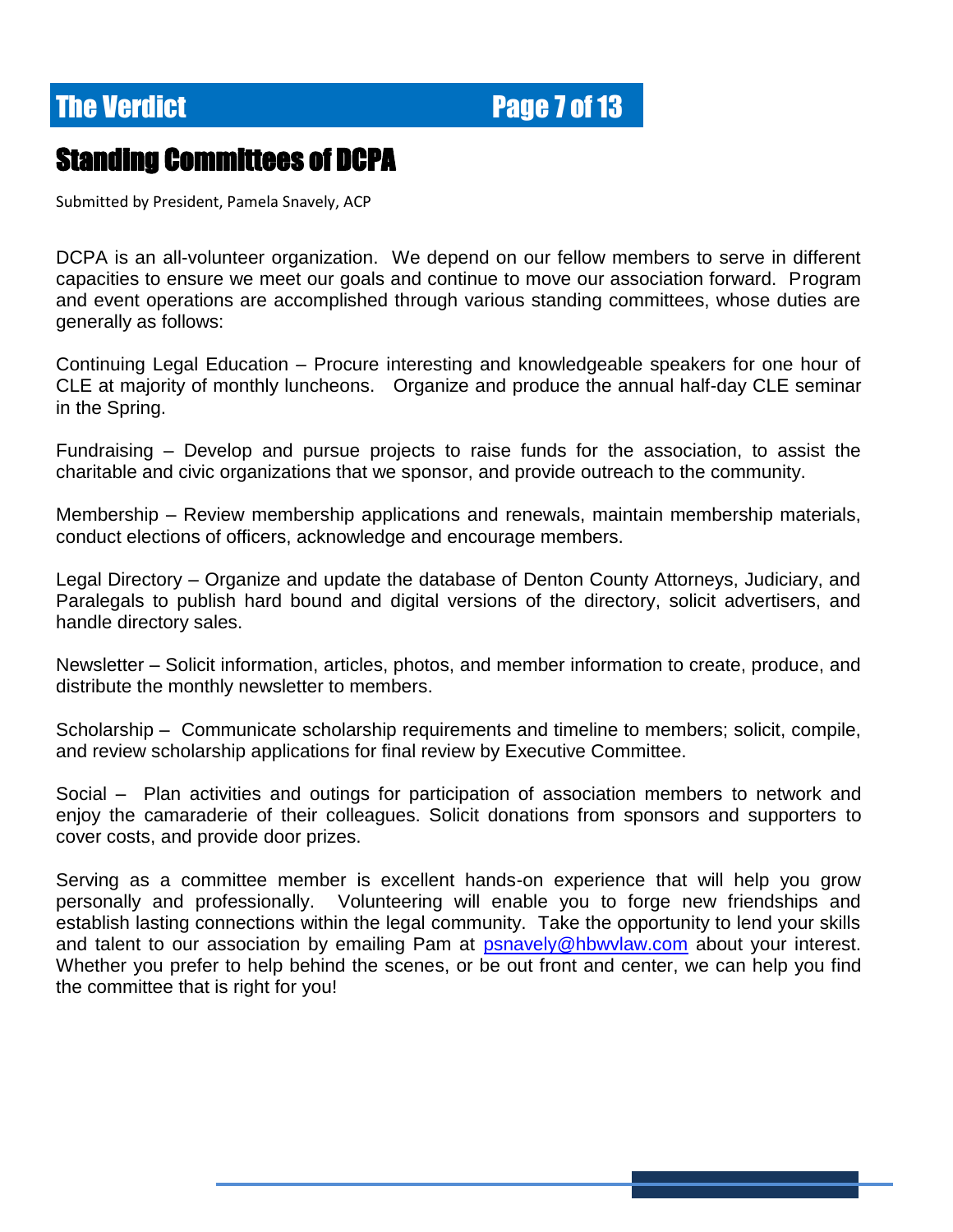## Standing Committees of DCPA

Submitted by President, Pamela Snavely, ACP

DCPA is an all-volunteer organization. We depend on our fellow members to serve in different capacities to ensure we meet our goals and continue to move our association forward. Program and event operations are accomplished through various standing committees, whose duties are generally as follows:

Continuing Legal Education – Procure interesting and knowledgeable speakers for one hour of CLE at majority of monthly luncheons. Organize and produce the annual half-day CLE seminar in the Spring.

Fundraising – Develop and pursue projects to raise funds for the association, to assist the charitable and civic organizations that we sponsor, and provide outreach to the community.

Membership – Review membership applications and renewals, maintain membership materials, conduct elections of officers, acknowledge and encourage members.

Legal Directory – Organize and update the database of Denton County Attorneys, Judiciary, and Paralegals to publish hard bound and digital versions of the directory, solicit advertisers, and handle directory sales.

Newsletter – Solicit information, articles, photos, and member information to create, produce, and distribute the monthly newsletter to members.

Scholarship – Communicate scholarship requirements and timeline to members; solicit, compile, and review scholarship applications for final review by Executive Committee.

Social – Plan activities and outings for participation of association members to network and enjoy the camaraderie of their colleagues. Solicit donations from sponsors and supporters to cover costs, and provide door prizes.

Serving as a committee member is excellent hands-on experience that will help you grow personally and professionally. Volunteering will enable you to forge new friendships and establish lasting connections within the legal community. Take the opportunity to lend your skills and talent to our association by emailing Pam at psnavely@hbwvlaw.com about your interest. Whether you prefer to help behind the scenes, or be out front and center, we can help you find the committee that is right for you!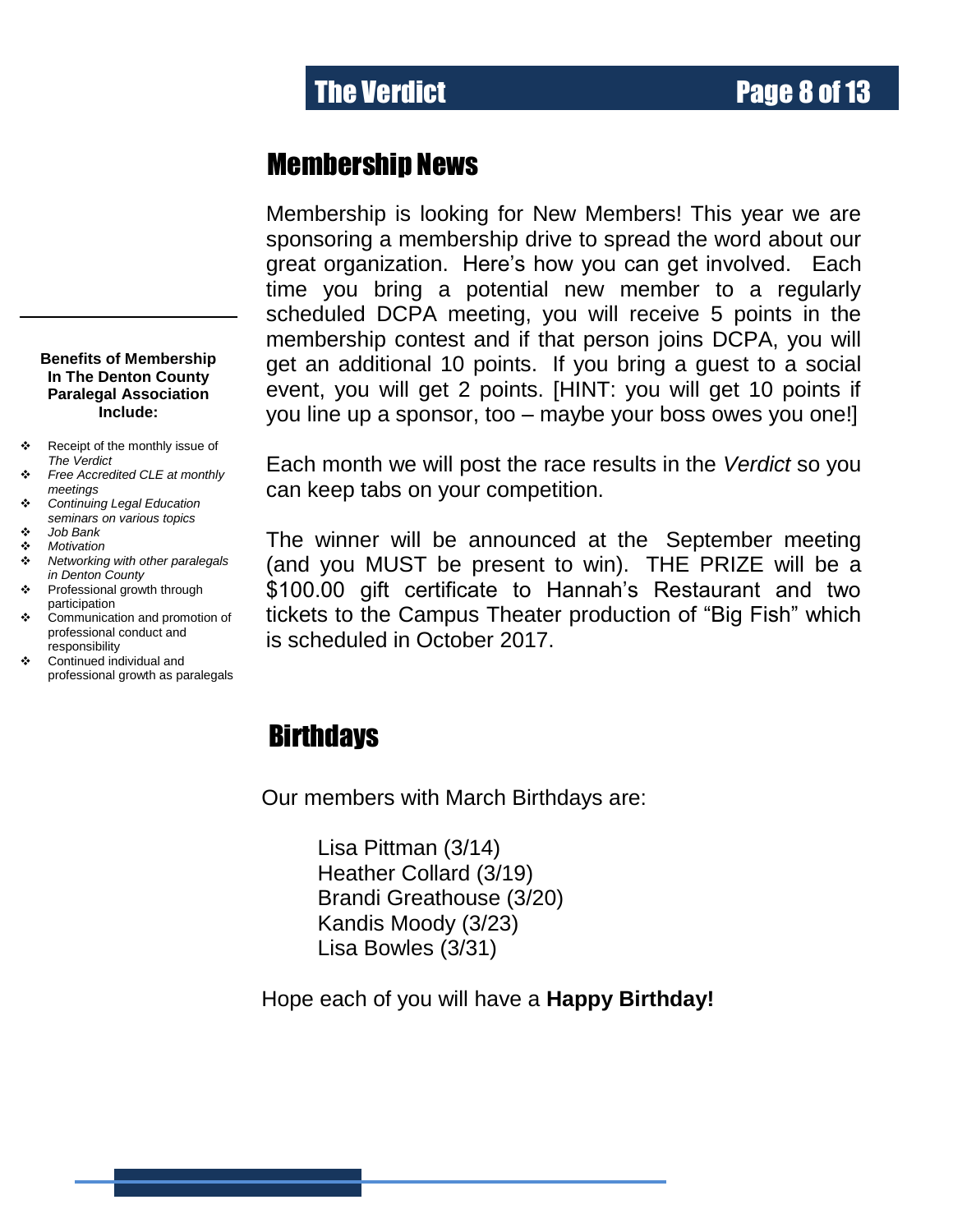## Membership News

Membership is looking for New Members! This year we are sponsoring a membership drive to spread the word about our great organization. Here's how you can get involved. Each time you bring a potential new member to a regularly scheduled DCPA meeting, you will receive 5 points in the membership contest and if that person joins DCPA, you will get an additional 10 points. If you bring a guest to a social event, you will get 2 points. [HINT: you will get 10 points if you line up a sponsor, too – maybe your boss owes you one!]

Each month we will post the race results in the *Verdict* so you can keep tabs on your competition.

The winner will be announced at the September meeting (and you MUST be present to win). THE PRIZE will be a $100.00 gift certificate to Hannah's Restaurant and two tickets to the Campus Theater production of "Big Fish" which is scheduled in October 2017.

**Benefits of Membership In The Denton County Paralegal Association Include:**

- Receipt of the monthly issue of *The Verdict*
- *Free Accredited CLE at monthly meetings*
- *Continuing Legal Education seminars on various topics*
- *Job Bank*
- *Motivation*
- *Networking with other paralegals in Denton County*
- Professional growth through participation
- Communication and promotion of professional conduct and responsibility
- Continued individual and professional growth as paralegals

## Birthdays

Our members with March Birthdays are:

Lisa Pittman (3/14)
Heather Collard (3/19)
Brandi Greathouse (3/20)
Kandis Moody (3/23)
Lisa Bowles (3/31)

Hope each of you will have a **Happy Birthday!**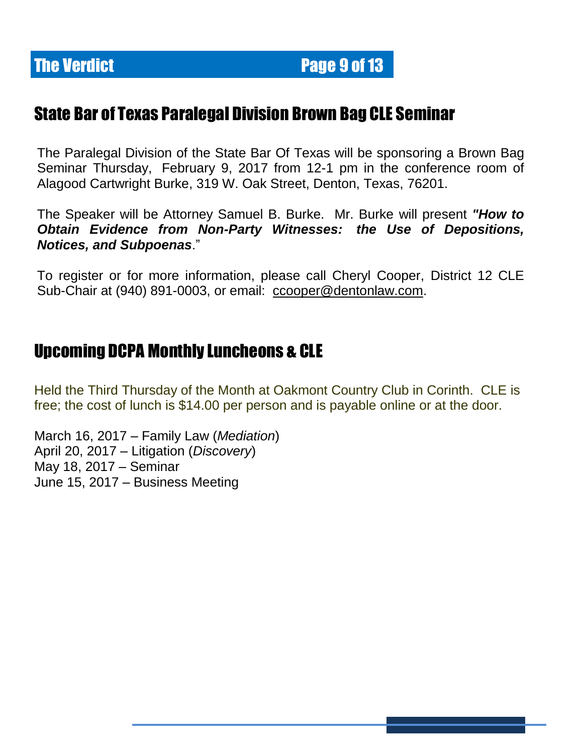## State Bar of Texas Paralegal Division Brown Bag CLE Seminar

The Paralegal Division of the State Bar Of Texas will be sponsoring a Brown Bag Seminar Thursday, February 9, 2017 from 12-1 pm in the conference room of Alagood Cartwright Burke, 319 W. Oak Street, Denton, Texas, 76201.

The Speaker will be Attorney Samuel B. Burke. Mr. Burke will present ***"How to Obtain Evidence from Non-Party Witnesses: the Use of Depositions, Notices, and Subpoenas***."

To register or for more information, please call Cheryl Cooper, District 12 CLE Sub-Chair at (940) 891-0003, or email: ccooper@dentonlaw.com.

## Upcoming DCPA Monthly Luncheons & CLE

Held the Third Thursday of the Month at Oakmont Country Club in Corinth. CLE is free; the cost of lunch is $14.00 per person and is payable online or at the door.

March 16, 2017 – Family Law (*Mediation*)
April 20, 2017 – Litigation (*Discovery*)
May 18, 2017 – Seminar
June 15, 2017 – Business Meeting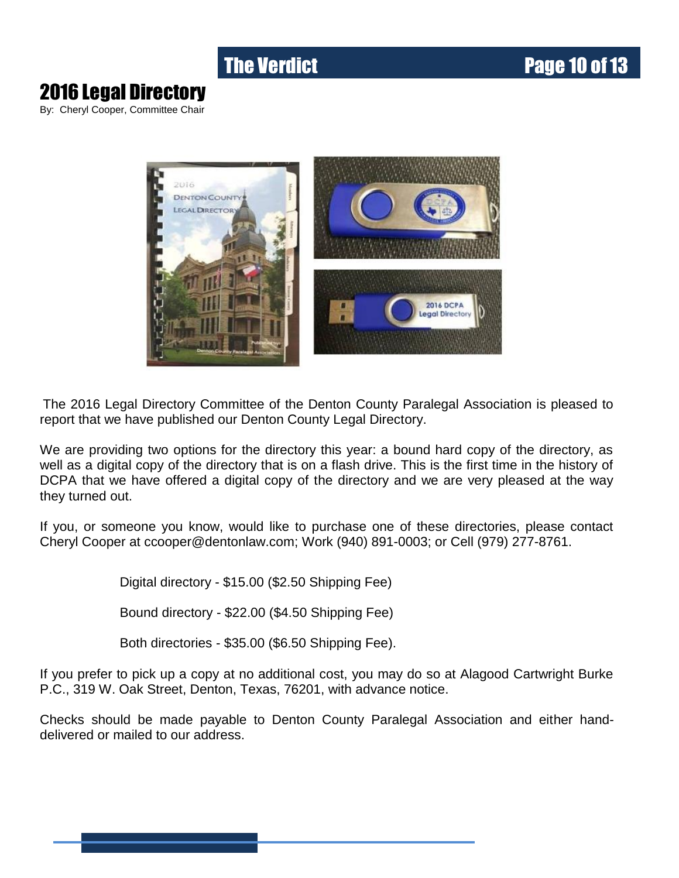# 2016 Legal Directory

By: Cheryl Cooper, Committee Chair

The 2016 Legal Directory Committee of the Denton County Paralegal Association is pleased to report that we have published our Denton County Legal Directory.

We are providing two options for the directory this year: a bound hard copy of the directory, as well as a digital copy of the directory that is on a flash drive. This is the first time in the history of DCPA that we have offered a digital copy of the directory and we are very pleased at the way they turned out.

If you, or someone you know, would like to purchase one of these directories, please contact Cheryl Cooper at ccooper@dentonlaw.com; Work (940) 891-0003; or Cell (979) 277-8761.

Digital directory - $15.00 ($2.50 Shipping Fee)

Bound directory - $22.00 ($4.50 Shipping Fee)

Both directories - $35.00 ($6.50 Shipping Fee).

If you prefer to pick up a copy at no additional cost, you may do so at Alagood Cartwright Burke P.C., 319 W. Oak Street, Denton, Texas, 76201, with advance notice.

Checks should be made payable to Denton County Paralegal Association and either hand-delivered or mailed to our address.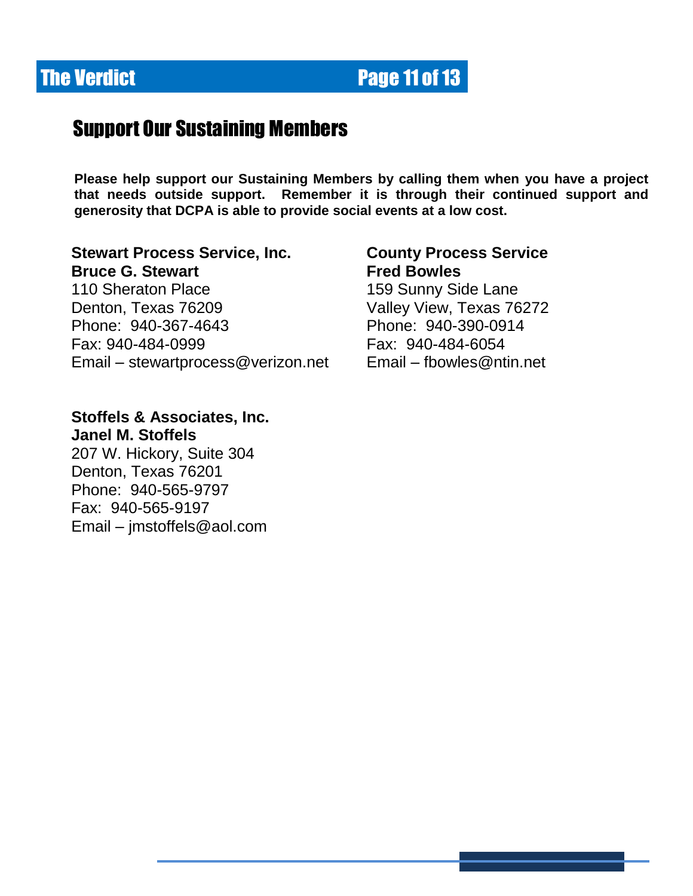## Support Our Sustaining Members

**Please help support our Sustaining Members by calling them when you have a project that needs outside support. Remember it is through their continued support and generosity that DCPA is able to provide social events at a low cost.**

**Stewart Process Service, Inc.**
**Bruce G. Stewart**
110 Sheraton Place
Denton, Texas 76209
Phone: 940-367-4643
Fax: 940-484-0999
Email – stewartprocess@verizon.net

**County Process Service**
**Fred Bowles**
159 Sunny Side Lane
Valley View, Texas 76272
Phone: 940-390-0914
Fax: 940-484-6054
Email – fbowles@ntin.net

**Stoffels & Associates, Inc.**
**Janel M. Stoffels**
207 W. Hickory, Suite 304
Denton, Texas 76201
Phone: 940-565-9797
Fax: 940-565-9197
Email – jmstoffels@aol.com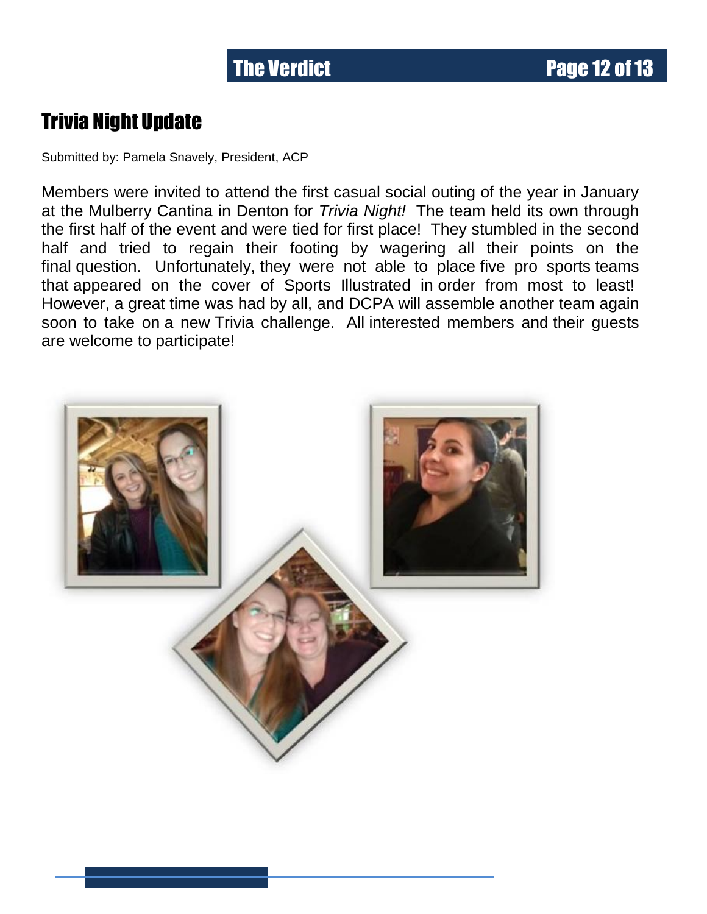## Trivia Night Update

Submitted by: Pamela Snavely, President, ACP

Members were invited to attend the first casual social outing of the year in January at the Mulberry Cantina in Denton for *Trivia Night!* The team held its own through the first half of the event and were tied for first place! They stumbled in the second half and tried to regain their footing by wagering all their points on the final question. Unfortunately, they were not able to place five pro sports teams that appeared on the cover of Sports Illustrated in order from most to least! However, a great time was had by all, and DCPA will assemble another team again soon to take on a new Trivia challenge. All interested members and their guests are welcome to participate!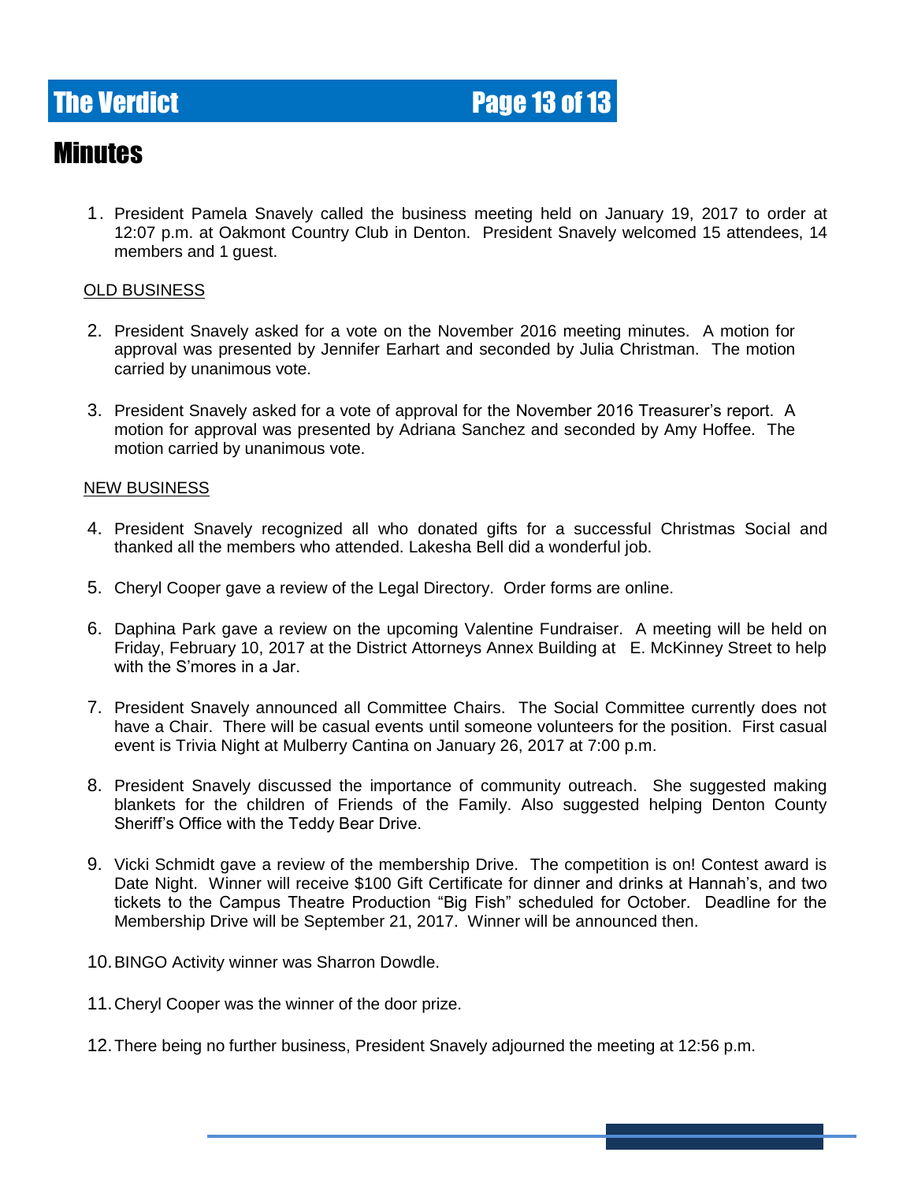# Minutes

1. President Pamela Snavely called the business meeting held on January 19, 2017 to order at 12:07 p.m. at Oakmont Country Club in Denton. President Snavely welcomed 15 attendees, 14 members and 1 guest.

OLD BUSINESS

2. President Snavely asked for a vote on the November 2016 meeting minutes. A motion for approval was presented by Jennifer Earhart and seconded by Julia Christman. The motion carried by unanimous vote.

3. President Snavely asked for a vote of approval for the November 2016 Treasurer's report. A motion for approval was presented by Adriana Sanchez and seconded by Amy Hoffee. The motion carried by unanimous vote.

NEW BUSINESS

4. President Snavely recognized all who donated gifts for a successful Christmas Social and thanked all the members who attended. Lakesha Bell did a wonderful job.

5. Cheryl Cooper gave a review of the Legal Directory. Order forms are online.

6. Daphina Park gave a review on the upcoming Valentine Fundraiser. A meeting will be held on Friday, February 10, 2017 at the District Attorneys Annex Building at E. McKinney Street to help with the S'mores in a Jar.

7. President Snavely announced all Committee Chairs. The Social Committee currently does not have a Chair. There will be casual events until someone volunteers for the position. First casual event is Trivia Night at Mulberry Cantina on January 26, 2017 at 7:00 p.m.

8. President Snavely discussed the importance of community outreach. She suggested making blankets for the children of Friends of the Family. Also suggested helping Denton County Sheriff's Office with the Teddy Bear Drive.

9. Vicki Schmidt gave a review of the membership Drive. The competition is on! Contest award is Date Night. Winner will receive $100 Gift Certificate for dinner and drinks at Hannah's, and two tickets to the Campus Theatre Production "Big Fish" scheduled for October. Deadline for the Membership Drive will be September 21, 2017. Winner will be announced then.

10. BINGO Activity winner was Sharron Dowdle.

11. Cheryl Cooper was the winner of the door prize.

12. There being no further business, President Snavely adjourned the meeting at 12:56 p.m.